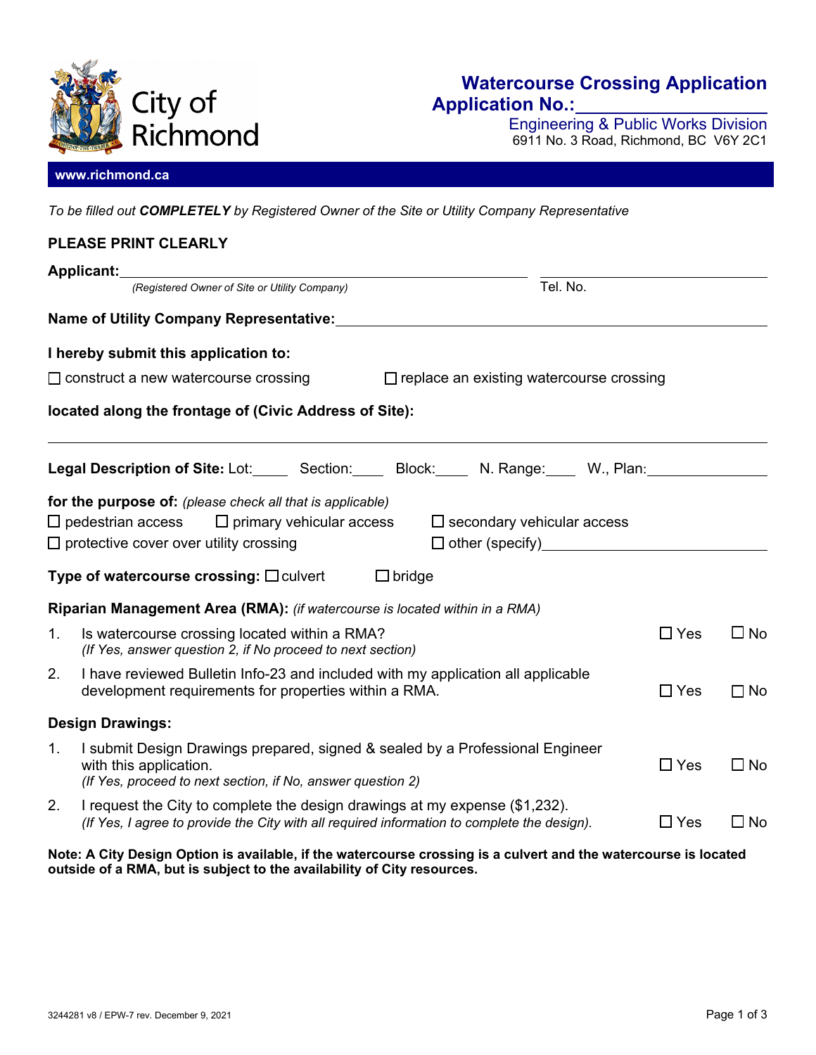City of Richmond

# Watercourse Crossing Application

**Application No.:** ____________________

Engineering & Public Works Division
6911 No. 3 Road, Richmond, BC V6Y 2C1

**www.richmond.ca**

*To be filled out **COMPLETELY** by Registered Owner of the Site or Utility Company Representative*

**PLEASE PRINT CLEARLY**

**Applicant:** ________________________________________ ____________________
*(Registered Owner of Site or Utility Company)* Tel. No.

**Name of Utility Company Representative:** ________________________________________

**I hereby submit this application to:**

☐ construct a new watercourse crossing ☐ replace an existing watercourse crossing

**located along the frontage of (Civic Address of Site):**

____________________________________________________________________________

**Legal Description of Site:** Lot:_____ Section:_____ Block:_____ N. Range:_____ W., Plan:_______________

**for the purpose of:** *(please check all that is applicable)*

☐ pedestrian access ☐ primary vehicular access ☐ secondary vehicular access
☐ protective cover over utility crossing ☐ other (specify)____________________

**Type of watercourse crossing:** ☐ culvert ☐ bridge

**Riparian Management Area (RMA):** *(if watercourse is located within in a RMA)*

1. Is watercourse crossing located within a RMA? ☐ Yes ☐ No
   *(If Yes, answer question 2, if No proceed to next section)*
2. I have reviewed Bulletin Info-23 and included with my application all applicable development requirements for properties within a RMA. ☐ Yes ☐ No

**Design Drawings:**

1. I submit Design Drawings prepared, signed & sealed by a Professional Engineer with this application. ☐ Yes ☐ No
   *(If Yes, proceed to next section, if No, answer question 2)*
2. I request the City to complete the design drawings at my expense ($1,232). ☐ Yes ☐ No
   *(If Yes, I agree to provide the City with all required information to complete the design).*

**Note: A City Design Option is available, if the watercourse crossing is a culvert and the watercourse is located outside of a RMA, but is subject to the availability of City resources.**

3244281 v8 / EPW-7 rev. December 9, 2021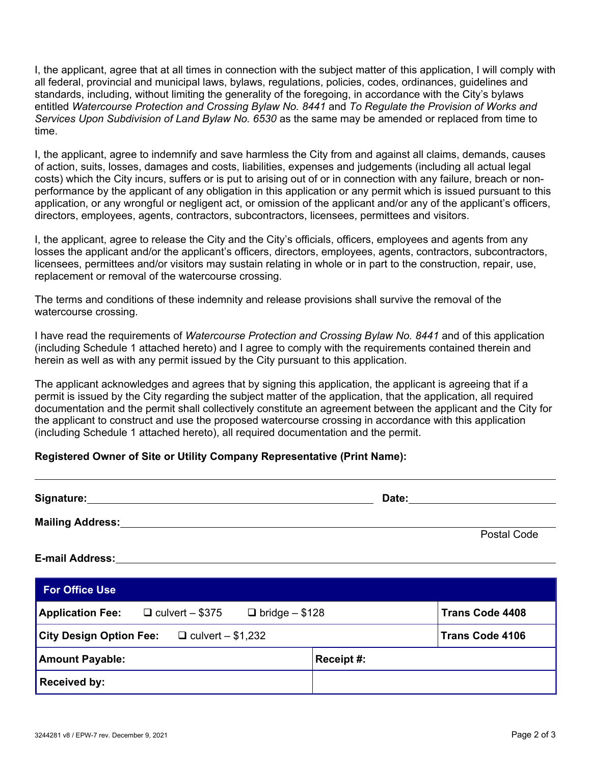I, the applicant, agree that at all times in connection with the subject matter of this application, I will comply with all federal, provincial and municipal laws, bylaws, regulations, policies, codes, ordinances, guidelines and standards, including, without limiting the generality of the foregoing, in accordance with the City's bylaws entitled *Watercourse Protection and Crossing Bylaw No. 8441* and *To Regulate the Provision of Works and Services Upon Subdivision of Land Bylaw No. 6530* as the same may be amended or replaced from time to time.

I, the applicant, agree to indemnify and save harmless the City from and against all claims, demands, causes of action, suits, losses, damages and costs, liabilities, expenses and judgements (including all actual legal costs) which the City incurs, suffers or is put to arising out of or in connection with any failure, breach or non-performance by the applicant of any obligation in this application or any permit which is issued pursuant to this application, or any wrongful or negligent act, or omission of the applicant and/or any of the applicant's officers, directors, employees, agents, contractors, subcontractors, licensees, permittees and visitors.

I, the applicant, agree to release the City and the City's officials, officers, employees and agents from any losses the applicant and/or the applicant's officers, directors, employees, agents, contractors, subcontractors, licensees, permittees and/or visitors may sustain relating in whole or in part to the construction, repair, use, replacement or removal of the watercourse crossing.

The terms and conditions of these indemnity and release provisions shall survive the removal of the watercourse crossing.

I have read the requirements of *Watercourse Protection and Crossing Bylaw No. 8441* and of this application (including Schedule 1 attached hereto) and I agree to comply with the requirements contained therein and herein as well as with any permit issued by the City pursuant to this application.

The applicant acknowledges and agrees that by signing this application, the applicant is agreeing that if a permit is issued by the City regarding the subject matter of the application, that the application, all required documentation and the permit shall collectively constitute an agreement between the applicant and the City for the applicant to construct and use the proposed watercourse crossing in accordance with this application (including Schedule 1 attached hereto), all required documentation and the permit.

**Registered Owner of Site or Utility Company Representative (Print Name):**

______________________________________________

**Signature:** ______________________________ **Date:** ____________________

**Mailing Address:** ______________________________________________
Postal Code

**E-mail Address:** ______________________________________________

| **For Office Use** | | |
|---|---|---|
| **Application Fee:** ❑ culvert – $375 ❑ bridge – $128 | | **Trans Code 4408** |
| **City Design Option Fee:** ❑ culvert – $1,232 | | **Trans Code 4106** |
| **Amount Payable:** | **Receipt #:** | |
| **Received by:** | | |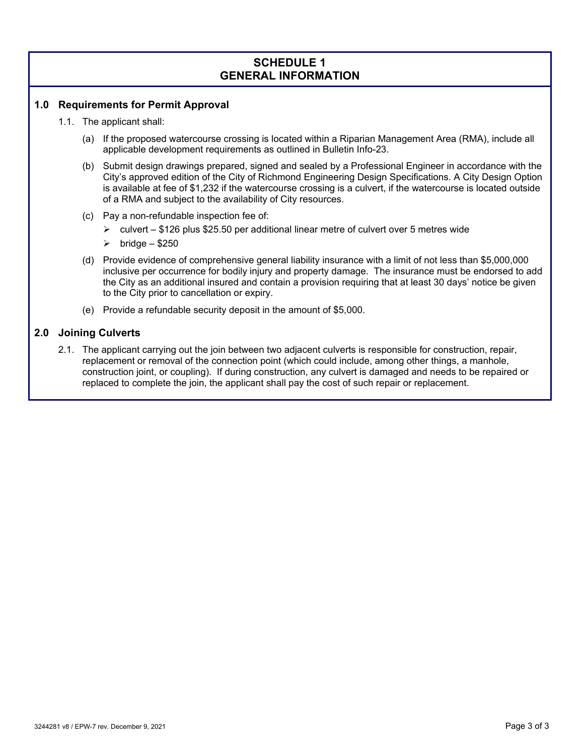# SCHEDULE 1
# GENERAL INFORMATION

## 1.0 Requirements for Permit Approval

1.1. The applicant shall:

(a) If the proposed watercourse crossing is located within a Riparian Management Area (RMA), include all applicable development requirements as outlined in Bulletin Info-23.

(b) Submit design drawings prepared, signed and sealed by a Professional Engineer in accordance with the City's approved edition of the City of Richmond Engineering Design Specifications. A City Design Option is available at fee of $1,232 if the watercourse crossing is a culvert, if the watercourse is located outside of a RMA and subject to the availability of City resources.

(c) Pay a non-refundable inspection fee of:

- culvert – $126 plus $25.50 per additional linear metre of culvert over 5 metres wide
- bridge – $250

(d) Provide evidence of comprehensive general liability insurance with a limit of not less than $5,000,000 inclusive per occurrence for bodily injury and property damage. The insurance must be endorsed to add the City as an additional insured and contain a provision requiring that at least 30 days' notice be given to the City prior to cancellation or expiry.

(e) Provide a refundable security deposit in the amount of $5,000.

## 2.0 Joining Culverts

2.1. The applicant carrying out the join between two adjacent culverts is responsible for construction, repair, replacement or removal of the connection point (which could include, among other things, a manhole, construction joint, or coupling). If during construction, any culvert is damaged and needs to be repaired or replaced to complete the join, the applicant shall pay the cost of such repair or replacement.

3244281 v8 / EPW-7 rev. December 9, 2021